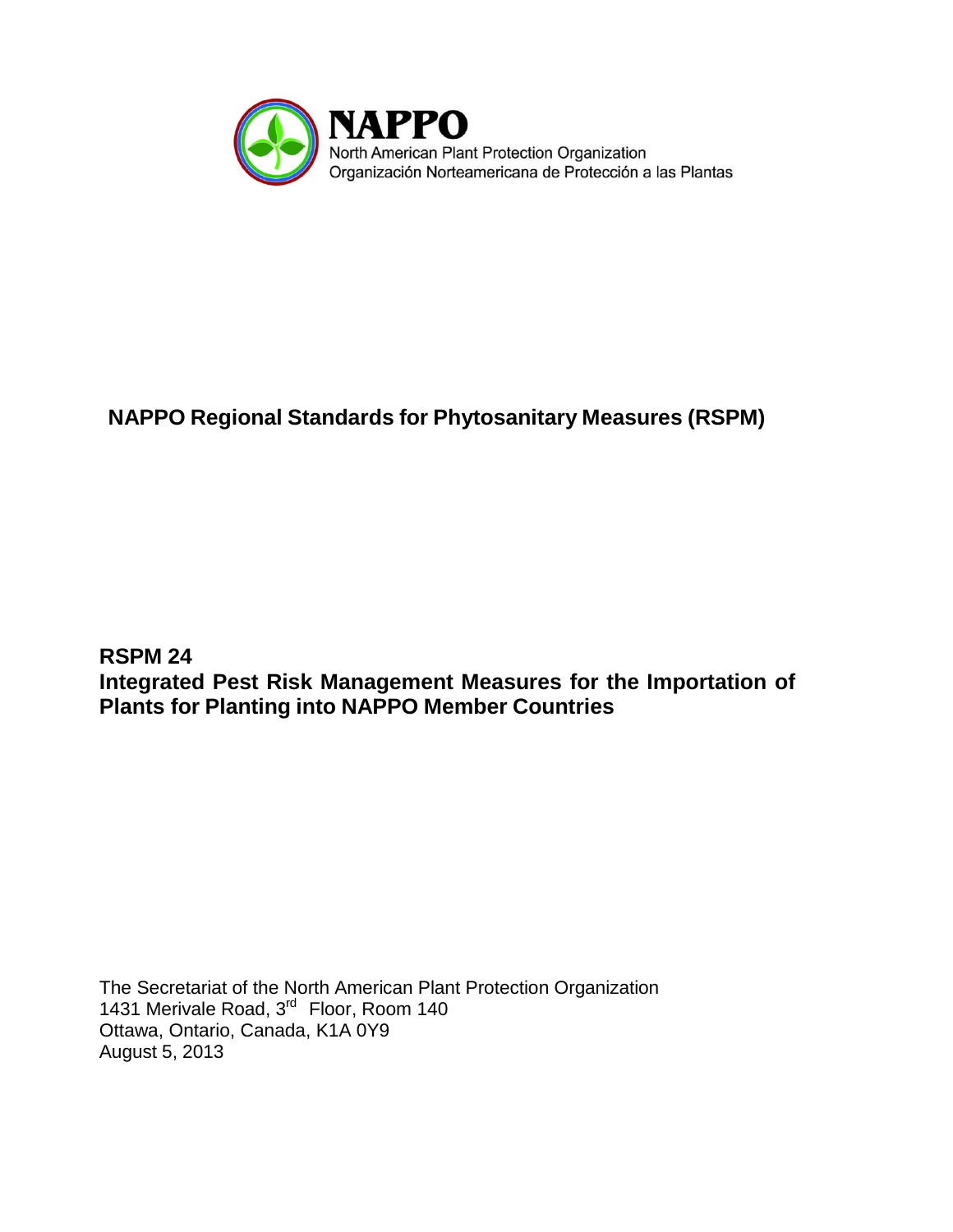**NAPPO**
North American Plant Protection Organization
Organización Norteamericana de Protección a las Plantas

# NAPPO Regional Standards for Phytosanitary Measures (RSPM)

## RSPM 24
## Integrated Pest Risk Management Measures for the Importation of Plants for Planting into NAPPO Member Countries

The Secretariat of the North American Plant Protection Organization
1431 Merivale Road, 3rd Floor, Room 140
Ottawa, Ontario, Canada, K1A 0Y9
August 5, 2013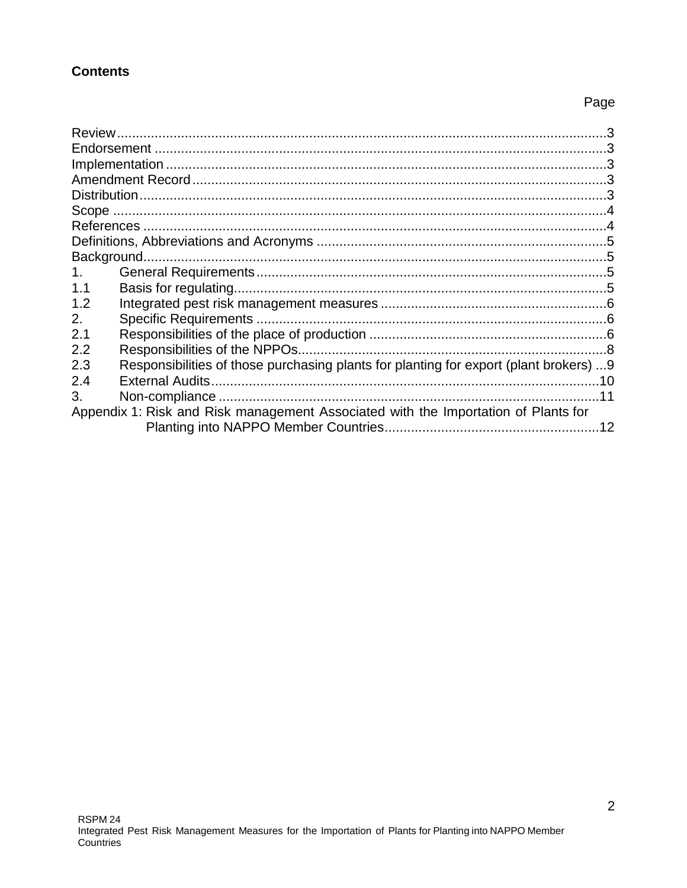**Contents**

| | Page |
|---|---|
| Review | 3 |
| Endorsement | 3 |
| Implementation | 3 |
| Amendment Record | 3 |
| Distribution | 3 |
| Scope | 4 |
| References | 4 |
| Definitions, Abbreviations and Acronyms | 5 |
| Background | 5 |
| 1. General Requirements | 5 |
| 1.1 Basis for regulating | 5 |
| 1.2 Integrated pest risk management measures | 6 |
| 2. Specific Requirements | 6 |
| 2.1 Responsibilities of the place of production | 6 |
| 2.2 Responsibilities of the NPPOs | 8 |
| 2.3 Responsibilities of those purchasing plants for planting for export (plant brokers) | 9 |
| 2.4 External Audits | 10 |
| 3. Non-compliance | 11 |
| Appendix 1: Risk and Risk management Associated with the Importation of Plants for Planting into NAPPO Member Countries | 12 |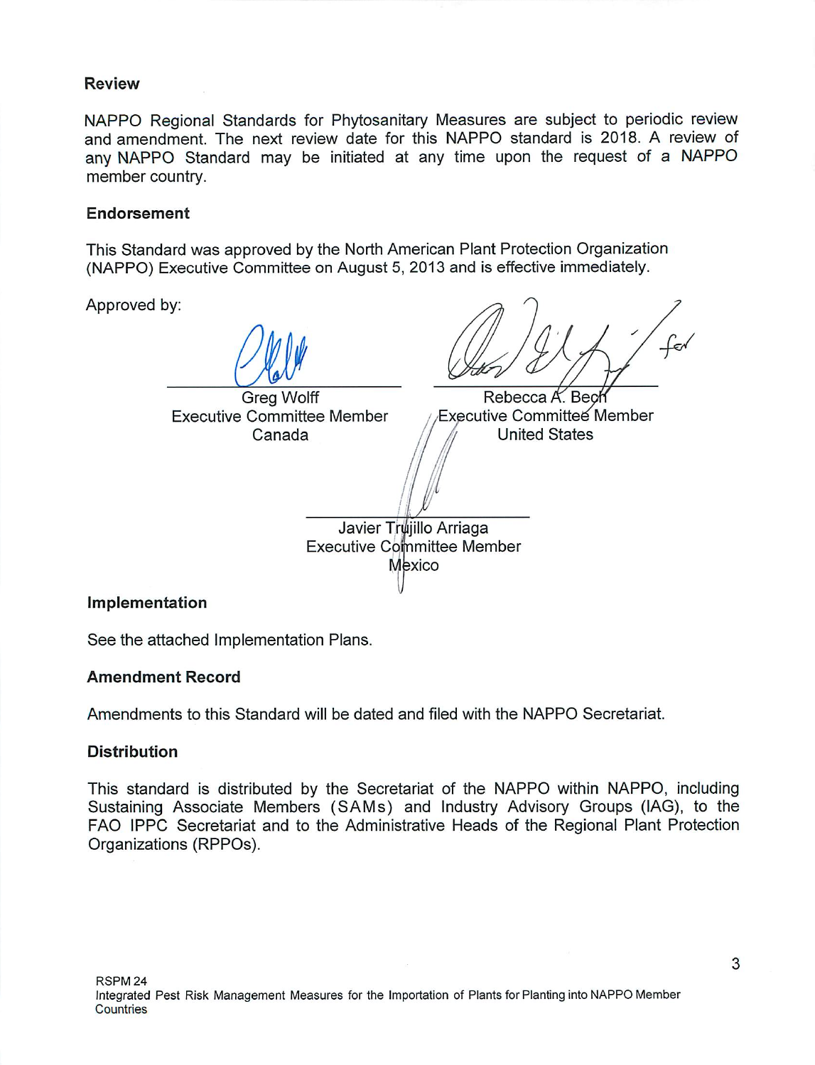### Review

NAPPO Regional Standards for Phytosanitary Measures are subject to periodic review and amendment. The next review date for this NAPPO standard is 2018. A review of any NAPPO Standard may be initiated at any time upon the request of a NAPPO member country.

### Endorsement

This Standard was approved by the North American Plant Protection Organization (NAPPO) Executive Committee on August 5, 2013 and is effective immediately.

Approved by:

Greg Wolff
Executive Committee Member
Canada

Rebecca A. Bech
Executive Committee Member
United States

Javier Trujillo Arriaga
Executive Committee Member
Mexico

### Implementation

See the attached Implementation Plans.

### Amendment Record

Amendments to this Standard will be dated and filed with the NAPPO Secretariat.

### Distribution

This standard is distributed by the Secretariat of the NAPPO within NAPPO, including Sustaining Associate Members (SAMs) and Industry Advisory Groups (IAG), to the FAO IPPC Secretariat and to the Administrative Heads of the Regional Plant Protection Organizations (RPPOs).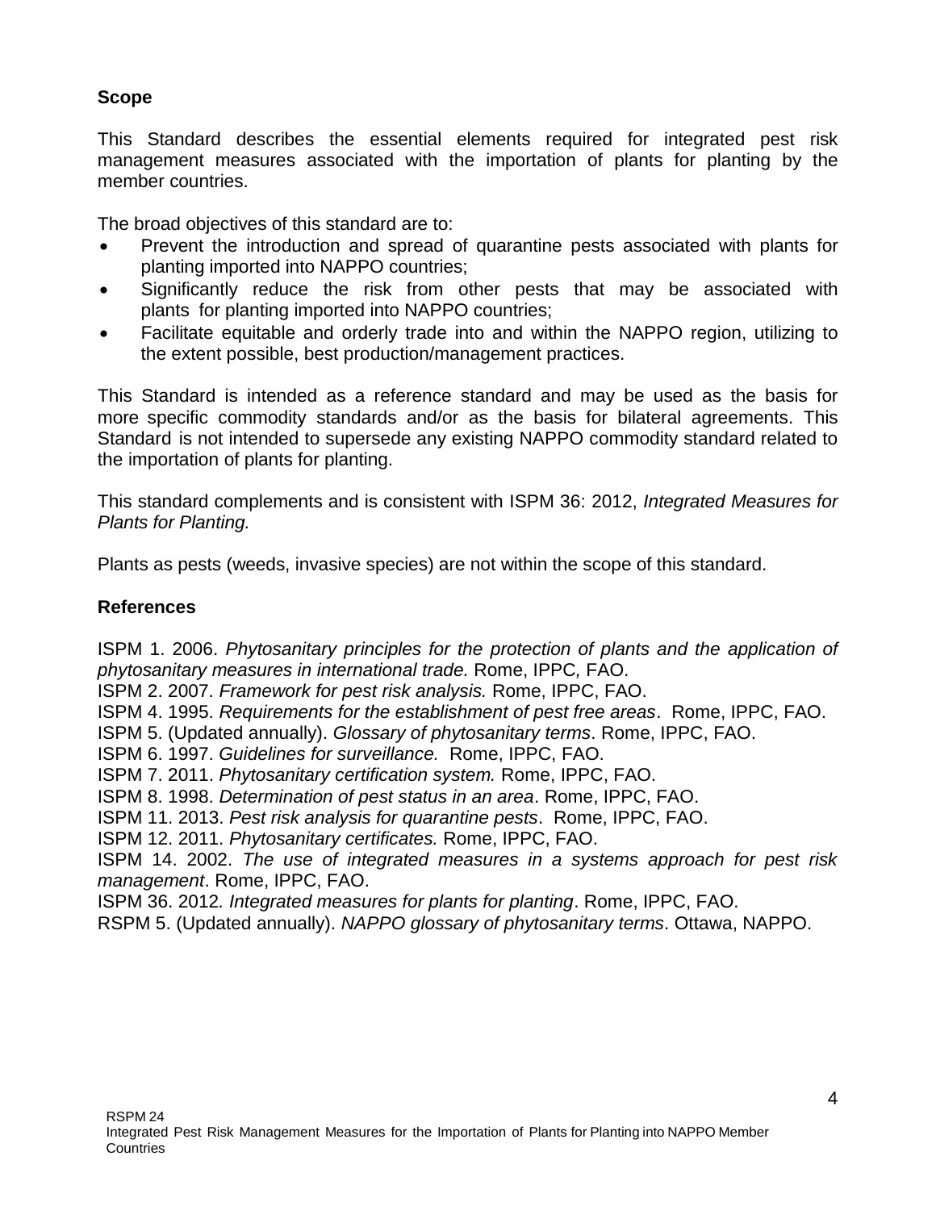## Scope

This Standard describes the essential elements required for integrated pest risk management measures associated with the importation of plants for planting by the member countries.

The broad objectives of this standard are to:

- Prevent the introduction and spread of quarantine pests associated with plants for planting imported into NAPPO countries;
- Significantly reduce the risk from other pests that may be associated with plants for planting imported into NAPPO countries;
- Facilitate equitable and orderly trade into and within the NAPPO region, utilizing to the extent possible, best production/management practices.

This Standard is intended as a reference standard and may be used as the basis for more specific commodity standards and/or as the basis for bilateral agreements. This Standard is not intended to supersede any existing NAPPO commodity standard related to the importation of plants for planting.

This standard complements and is consistent with ISPM 36: 2012, *Integrated Measures for Plants for Planting.*

Plants as pests (weeds, invasive species) are not within the scope of this standard.

## References

ISPM 1. 2006. *Phytosanitary principles for the protection of plants and the application of phytosanitary measures in international trade.* Rome, IPPC*,* FAO.
ISPM 2. 2007. *Framework for pest risk analysis.* Rome, IPPC, FAO.
ISPM 4. 1995. *Requirements for the establishment of pest free areas*. Rome, IPPC, FAO.
ISPM 5. (Updated annually). *Glossary of phytosanitary terms*. Rome, IPPC, FAO.
ISPM 6. 1997. *Guidelines for surveillance.* Rome, IPPC, FAO.
ISPM 7. 2011. *Phytosanitary certification system.* Rome, IPPC, FAO.
ISPM 8. 1998. *Determination of pest status in an area*. Rome, IPPC, FAO.
ISPM 11. 2013. *Pest risk analysis for quarantine pests*. Rome, IPPC, FAO.
ISPM 12. 2011. *Phytosanitary certificates.* Rome, IPPC, FAO.
ISPM 14. 2002. *The use of integrated measures in a systems approach for pest risk management*. Rome, IPPC, FAO.
ISPM 36. 2012*. Integrated measures for plants for planting*. Rome, IPPC, FAO.
RSPM 5. (Updated annually). *NAPPO glossary of phytosanitary terms*. Ottawa, NAPPO.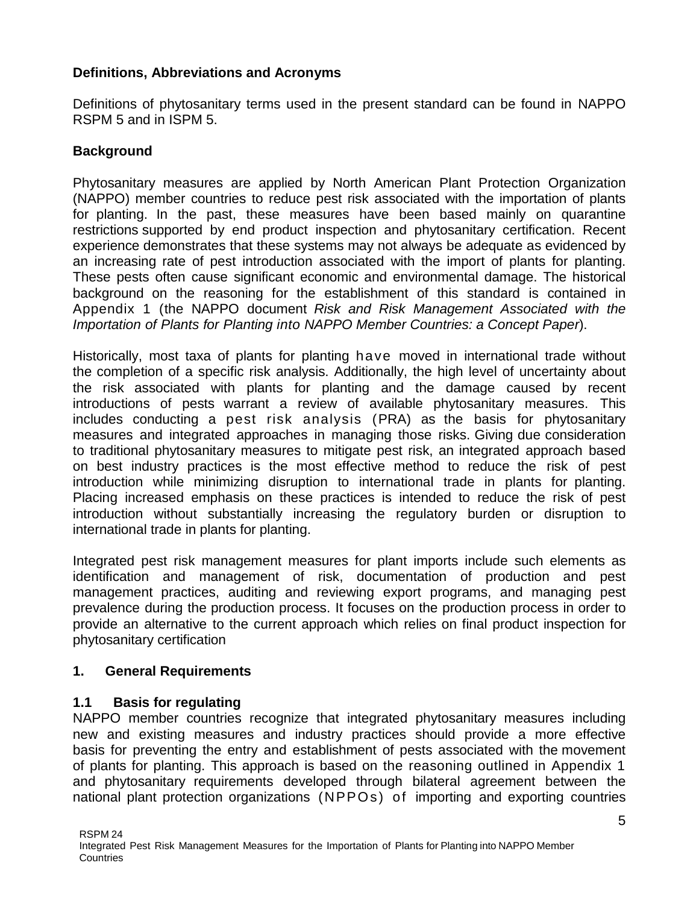## Definitions, Abbreviations and Acronyms

Definitions of phytosanitary terms used in the present standard can be found in NAPPO RSPM 5 and in ISPM 5.

## Background

Phytosanitary measures are applied by North American Plant Protection Organization (NAPPO) member countries to reduce pest risk associated with the importation of plants for planting. In the past, these measures have been based mainly on quarantine restrictions supported by end product inspection and phytosanitary certification. Recent experience demonstrates that these systems may not always be adequate as evidenced by an increasing rate of pest introduction associated with the import of plants for planting. These pests often cause significant economic and environmental damage. The historical background on the reasoning for the establishment of this standard is contained in Appendix 1 (the NAPPO document *Risk and Risk Management Associated with the Importation of Plants for Planting into NAPPO Member Countries: a Concept Paper*).

Historically, most taxa of plants for planting have moved in international trade without the completion of a specific risk analysis. Additionally, the high level of uncertainty about the risk associated with plants for planting and the damage caused by recent introductions of pests warrant a review of available phytosanitary measures. This includes conducting a pest risk analysis (PRA) as the basis for phytosanitary measures and integrated approaches in managing those risks. Giving due consideration to traditional phytosanitary measures to mitigate pest risk, an integrated approach based on best industry practices is the most effective method to reduce the risk of pest introduction while minimizing disruption to international trade in plants for planting. Placing increased emphasis on these practices is intended to reduce the risk of pest introduction without substantially increasing the regulatory burden or disruption to international trade in plants for planting.

Integrated pest risk management measures for plant imports include such elements as identification and management of risk, documentation of production and pest management practices, auditing and reviewing export programs, and managing pest prevalence during the production process. It focuses on the production process in order to provide an alternative to the current approach which relies on final product inspection for phytosanitary certification

## 1. General Requirements

### 1.1 Basis for regulating

NAPPO member countries recognize that integrated phytosanitary measures including new and existing measures and industry practices should provide a more effective basis for preventing the entry and establishment of pests associated with the movement of plants for planting. This approach is based on the reasoning outlined in Appendix 1 and phytosanitary requirements developed through bilateral agreement between the national plant protection organizations (NPPOs) of importing and exporting countries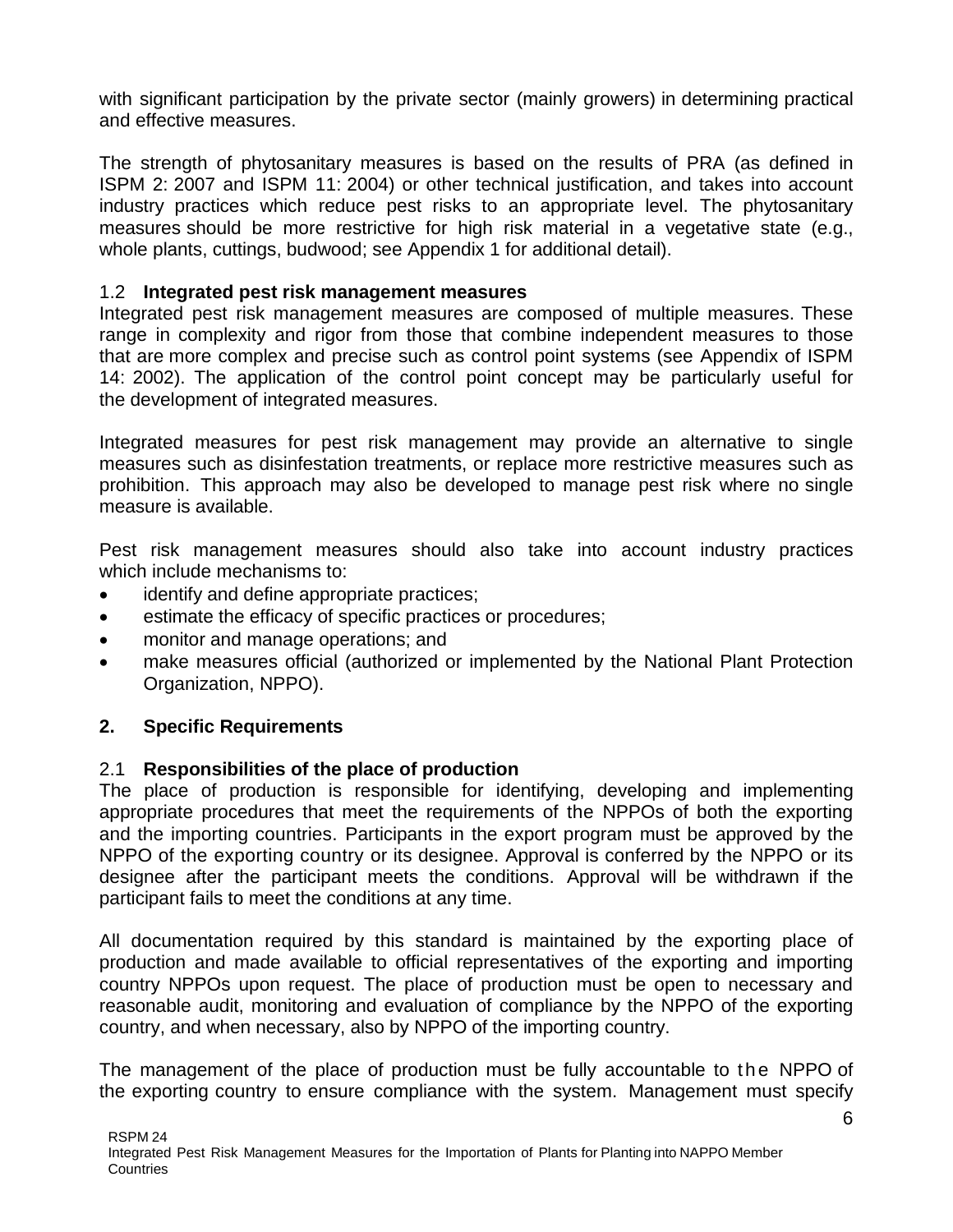with significant participation by the private sector (mainly growers) in determining practical and effective measures.

The strength of phytosanitary measures is based on the results of PRA (as defined in ISPM 2: 2007 and ISPM 11: 2004) or other technical justification, and takes into account industry practices which reduce pest risks to an appropriate level. The phytosanitary measures should be more restrictive for high risk material in a vegetative state (e.g., whole plants, cuttings, budwood; see Appendix 1 for additional detail).

### 1.2 **Integrated pest risk management measures**

Integrated pest risk management measures are composed of multiple measures. These range in complexity and rigor from those that combine independent measures to those that are more complex and precise such as control point systems (see Appendix of ISPM 14: 2002). The application of the control point concept may be particularly useful for the development of integrated measures.

Integrated measures for pest risk management may provide an alternative to single measures such as disinfestation treatments, or replace more restrictive measures such as prohibition. This approach may also be developed to manage pest risk where no single measure is available.

Pest risk management measures should also take into account industry practices which include mechanisms to:

- identify and define appropriate practices;
- estimate the efficacy of specific practices or procedures;
- monitor and manage operations; and
- make measures official (authorized or implemented by the National Plant Protection Organization, NPPO).

## 2. Specific Requirements

### 2.1 **Responsibilities of the place of production**

The place of production is responsible for identifying, developing and implementing appropriate procedures that meet the requirements of the NPPOs of both the exporting and the importing countries. Participants in the export program must be approved by the NPPO of the exporting country or its designee. Approval is conferred by the NPPO or its designee after the participant meets the conditions. Approval will be withdrawn if the participant fails to meet the conditions at any time.

All documentation required by this standard is maintained by the exporting place of production and made available to official representatives of the exporting and importing country NPPOs upon request. The place of production must be open to necessary and reasonable audit, monitoring and evaluation of compliance by the NPPO of the exporting country, and when necessary, also by NPPO of the importing country.

The management of the place of production must be fully accountable to the NPPO of the exporting country to ensure compliance with the system. Management must specify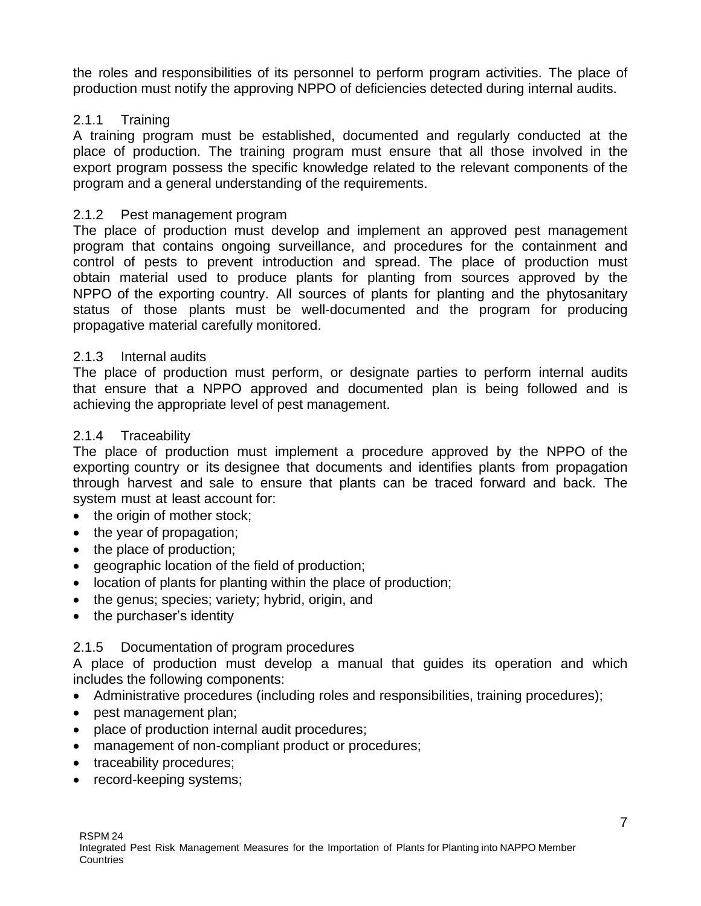the roles and responsibilities of its personnel to perform program activities. The place of production must notify the approving NPPO of deficiencies detected during internal audits.

### 2.1.1 Training

A training program must be established, documented and regularly conducted at the place of production. The training program must ensure that all those involved in the export program possess the specific knowledge related to the relevant components of the program and a general understanding of the requirements.

### 2.1.2 Pest management program

The place of production must develop and implement an approved pest management program that contains ongoing surveillance, and procedures for the containment and control of pests to prevent introduction and spread. The place of production must obtain material used to produce plants for planting from sources approved by the NPPO of the exporting country. All sources of plants for planting and the phytosanitary status of those plants must be well-documented and the program for producing propagative material carefully monitored.

### 2.1.3 Internal audits

The place of production must perform, or designate parties to perform internal audits that ensure that a NPPO approved and documented plan is being followed and is achieving the appropriate level of pest management.

### 2.1.4 Traceability

The place of production must implement a procedure approved by the NPPO of the exporting country or its designee that documents and identifies plants from propagation through harvest and sale to ensure that plants can be traced forward and back. The system must at least account for:

- the origin of mother stock;
- the year of propagation;
- the place of production;
- geographic location of the field of production;
- location of plants for planting within the place of production;
- the genus; species; variety; hybrid, origin, and
- the purchaser's identity

### 2.1.5 Documentation of program procedures

A place of production must develop a manual that guides its operation and which includes the following components:

- Administrative procedures (including roles and responsibilities, training procedures);
- pest management plan;
- place of production internal audit procedures;
- management of non-compliant product or procedures;
- traceability procedures;
- record-keeping systems;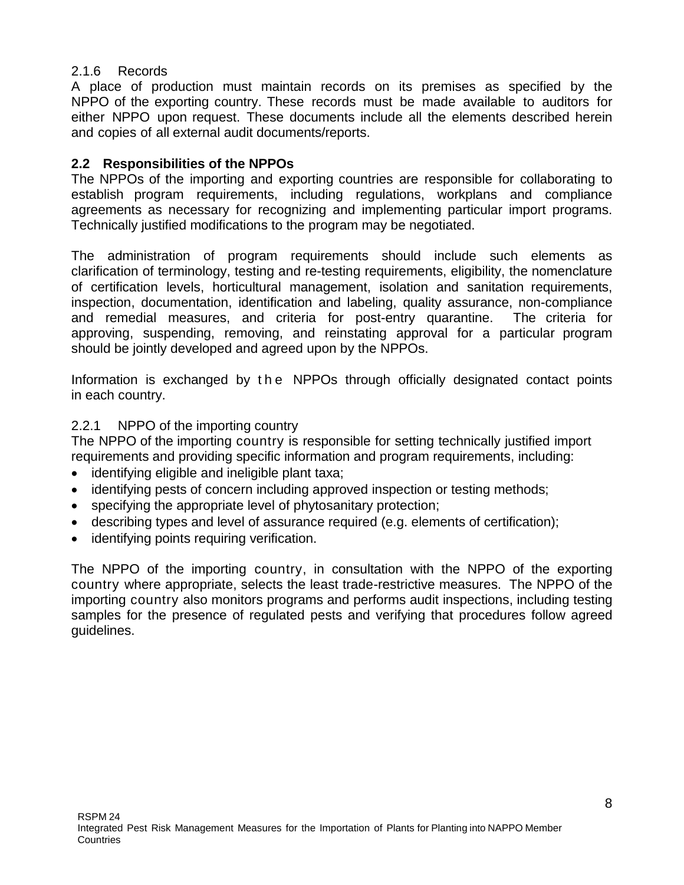#### 2.1.6 Records

A place of production must maintain records on its premises as specified by the NPPO of the exporting country. These records must be made available to auditors for either NPPO upon request. These documents include all the elements described herein and copies of all external audit documents/reports.

### 2.2 Responsibilities of the NPPOs

The NPPOs of the importing and exporting countries are responsible for collaborating to establish program requirements, including regulations, workplans and compliance agreements as necessary for recognizing and implementing particular import programs. Technically justified modifications to the program may be negotiated.

The administration of program requirements should include such elements as clarification of terminology, testing and re-testing requirements, eligibility, the nomenclature of certification levels, horticultural management, isolation and sanitation requirements, inspection, documentation, identification and labeling, quality assurance, non-compliance and remedial measures, and criteria for post-entry quarantine. The criteria for approving, suspending, removing, and reinstating approval for a particular program should be jointly developed and agreed upon by the NPPOs.

Information is exchanged by the NPPOs through officially designated contact points in each country.

#### 2.2.1 NPPO of the importing country

The NPPO of the importing country is responsible for setting technically justified import requirements and providing specific information and program requirements, including:

- identifying eligible and ineligible plant taxa;
- identifying pests of concern including approved inspection or testing methods;
- specifying the appropriate level of phytosanitary protection;
- describing types and level of assurance required (e.g. elements of certification);
- identifying points requiring verification.

The NPPO of the importing country, in consultation with the NPPO of the exporting country where appropriate, selects the least trade-restrictive measures. The NPPO of the importing country also monitors programs and performs audit inspections, including testing samples for the presence of regulated pests and verifying that procedures follow agreed guidelines.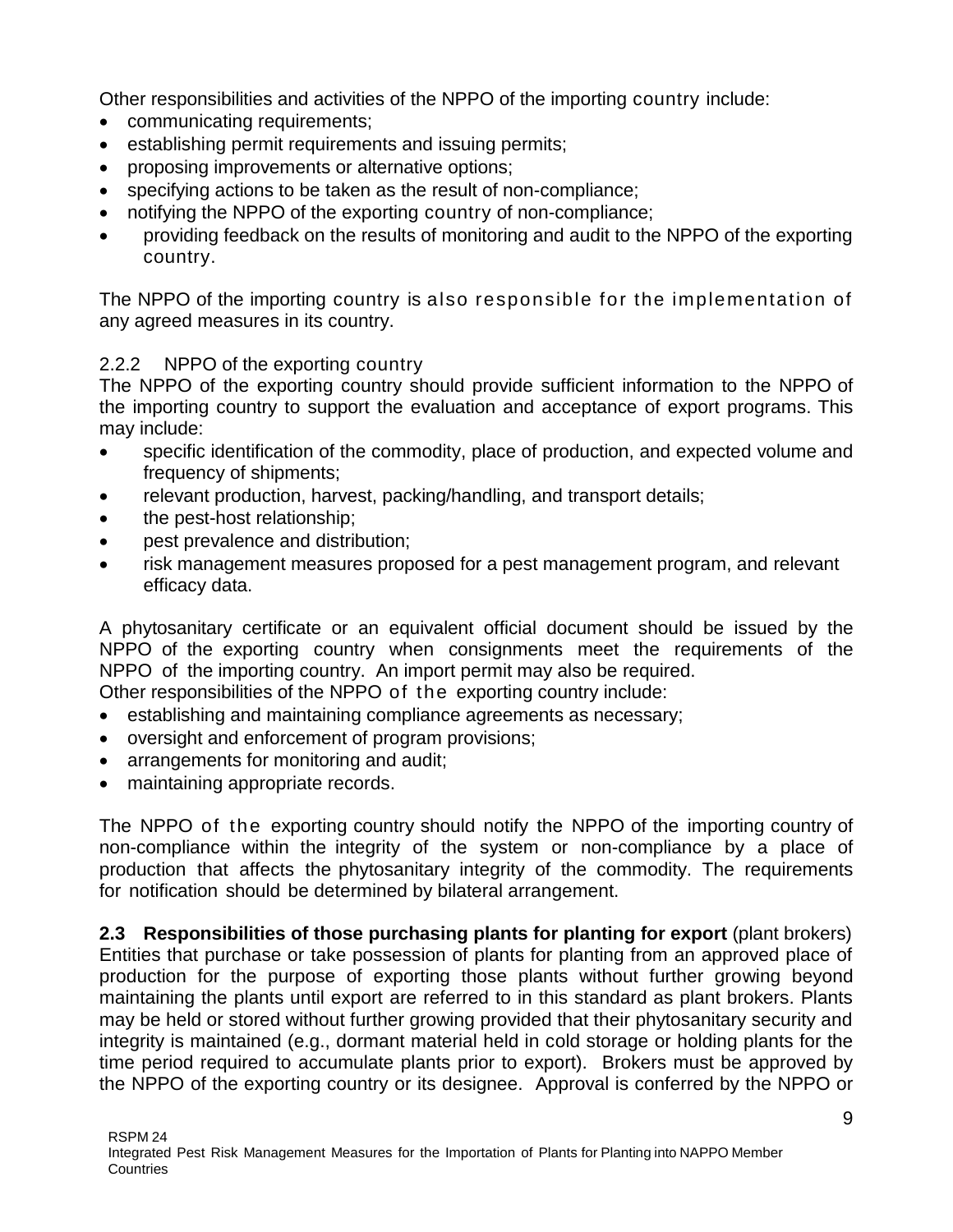Other responsibilities and activities of the NPPO of the importing country include:

- communicating requirements;
- establishing permit requirements and issuing permits;
- proposing improvements or alternative options;
- specifying actions to be taken as the result of non-compliance;
- notifying the NPPO of the exporting country of non-compliance;
- providing feedback on the results of monitoring and audit to the NPPO of the exporting country.

The NPPO of the importing country is also responsible for the implementation of any agreed measures in its country.

#### 2.2.2 NPPO of the exporting country

The NPPO of the exporting country should provide sufficient information to the NPPO of the importing country to support the evaluation and acceptance of export programs. This may include:

- specific identification of the commodity, place of production, and expected volume and frequency of shipments;
- relevant production, harvest, packing/handling, and transport details;
- the pest-host relationship;
- pest prevalence and distribution;
- risk management measures proposed for a pest management program, and relevant efficacy data.

A phytosanitary certificate or an equivalent official document should be issued by the NPPO of the exporting country when consignments meet the requirements of the NPPO of the importing country. An import permit may also be required.

Other responsibilities of the NPPO of the exporting country include:

- establishing and maintaining compliance agreements as necessary;
- oversight and enforcement of program provisions;
- arrangements for monitoring and audit;
- maintaining appropriate records.

The NPPO of the exporting country should notify the NPPO of the importing country of non-compliance within the integrity of the system or non-compliance by a place of production that affects the phytosanitary integrity of the commodity. The requirements for notification should be determined by bilateral arrangement.

### 2.3 Responsibilities of those purchasing plants for planting for export (plant brokers)

Entities that purchase or take possession of plants for planting from an approved place of production for the purpose of exporting those plants without further growing beyond maintaining the plants until export are referred to in this standard as plant brokers. Plants may be held or stored without further growing provided that their phytosanitary security and integrity is maintained (e.g., dormant material held in cold storage or holding plants for the time period required to accumulate plants prior to export). Brokers must be approved by the NPPO of the exporting country or its designee. Approval is conferred by the NPPO or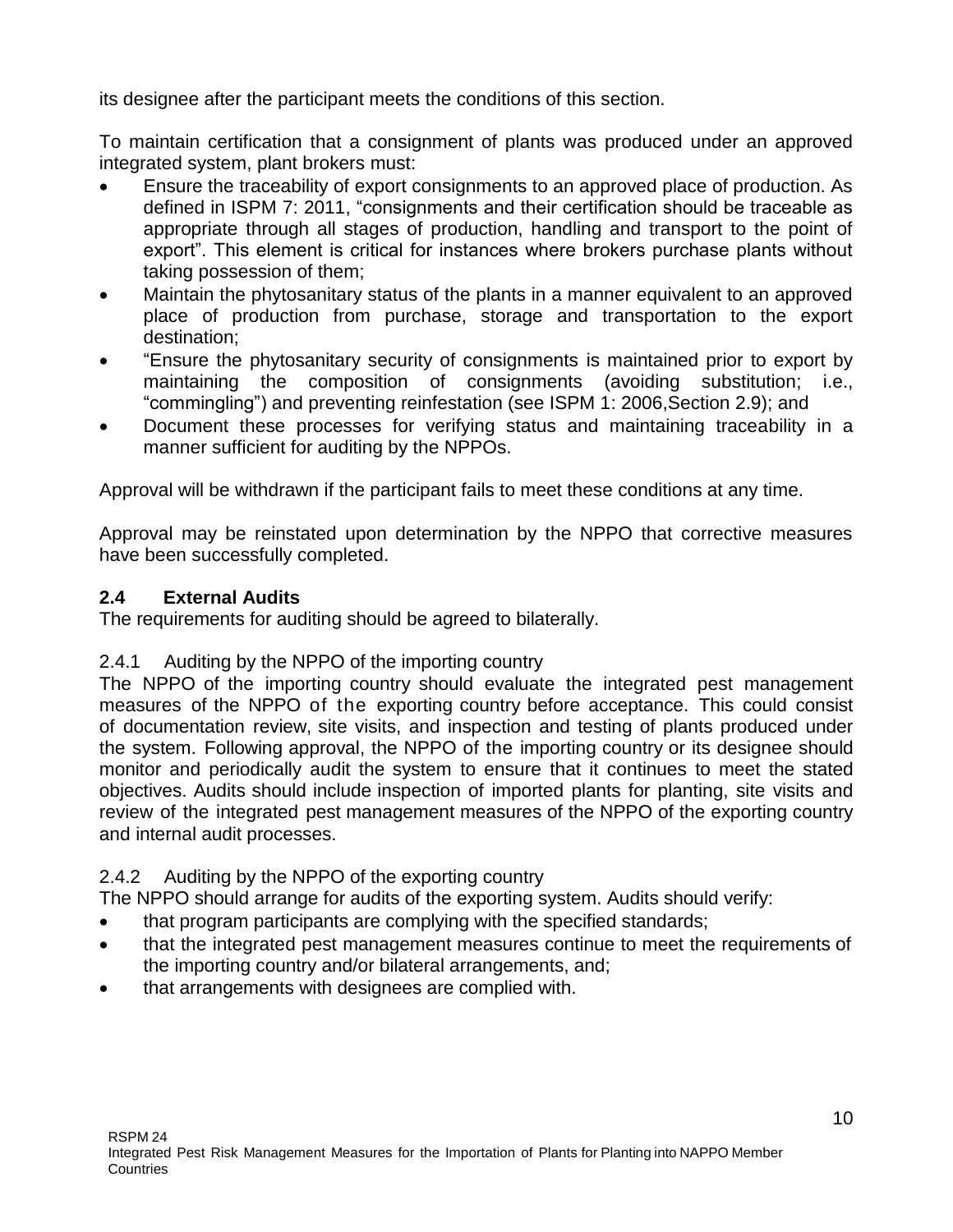its designee after the participant meets the conditions of this section.

To maintain certification that a consignment of plants was produced under an approved integrated system, plant brokers must:

- Ensure the traceability of export consignments to an approved place of production. As defined in ISPM 7: 2011, "consignments and their certification should be traceable as appropriate through all stages of production, handling and transport to the point of export". This element is critical for instances where brokers purchase plants without taking possession of them;
- Maintain the phytosanitary status of the plants in a manner equivalent to an approved place of production from purchase, storage and transportation to the export destination;
- "Ensure the phytosanitary security of consignments is maintained prior to export by maintaining the composition of consignments (avoiding substitution; i.e., "commingling") and preventing reinfestation (see ISPM 1: 2006,Section 2.9); and
- Document these processes for verifying status and maintaining traceability in a manner sufficient for auditing by the NPPOs.

Approval will be withdrawn if the participant fails to meet these conditions at any time.

Approval may be reinstated upon determination by the NPPO that corrective measures have been successfully completed.

## 2.4 External Audits

The requirements for auditing should be agreed to bilaterally.

### 2.4.1 Auditing by the NPPO of the importing country

The NPPO of the importing country should evaluate the integrated pest management measures of the NPPO of the exporting country before acceptance. This could consist of documentation review, site visits, and inspection and testing of plants produced under the system. Following approval, the NPPO of the importing country or its designee should monitor and periodically audit the system to ensure that it continues to meet the stated objectives. Audits should include inspection of imported plants for planting, site visits and review of the integrated pest management measures of the NPPO of the exporting country and internal audit processes.

### 2.4.2 Auditing by the NPPO of the exporting country

The NPPO should arrange for audits of the exporting system. Audits should verify:

- that program participants are complying with the specified standards;
- that the integrated pest management measures continue to meet the requirements of the importing country and/or bilateral arrangements, and;
- that arrangements with designees are complied with.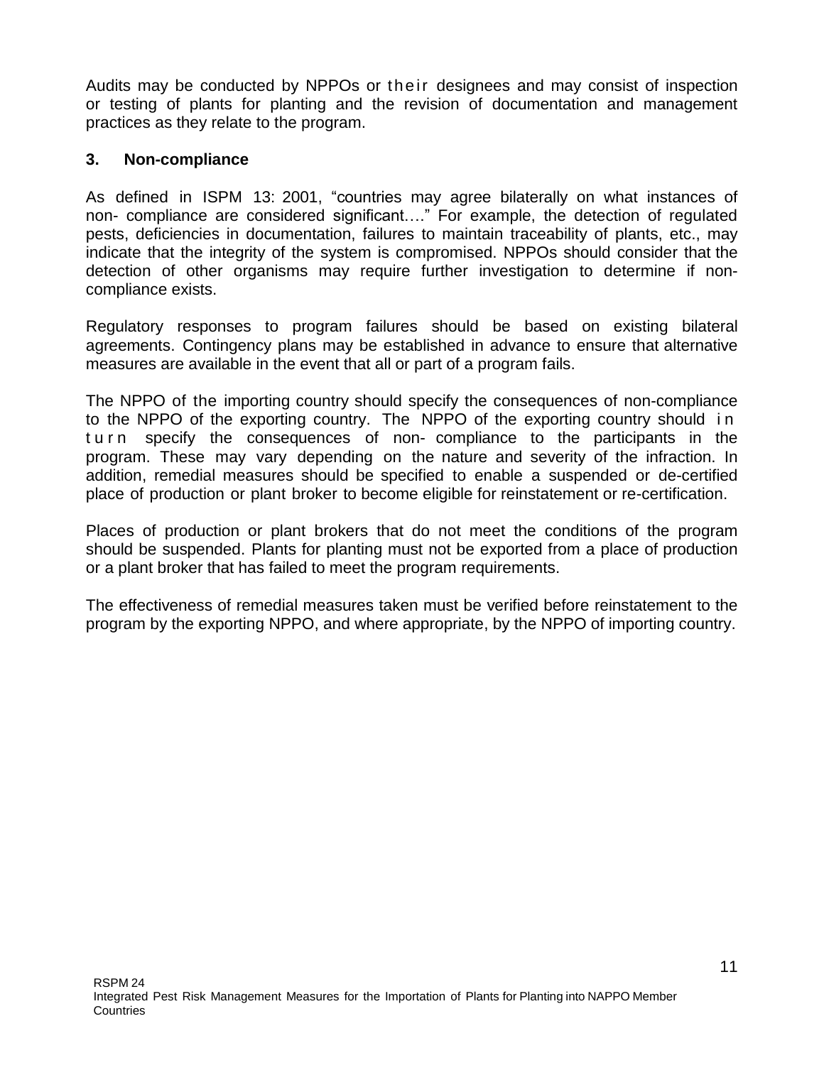Audits may be conducted by NPPOs or their designees and may consist of inspection or testing of plants for planting and the revision of documentation and management practices as they relate to the program.

### 3. Non-compliance

As defined in ISPM 13: 2001, "countries may agree bilaterally on what instances of non- compliance are considered significant…." For example, the detection of regulated pests, deficiencies in documentation, failures to maintain traceability of plants, etc., may indicate that the integrity of the system is compromised. NPPOs should consider that the detection of other organisms may require further investigation to determine if non-compliance exists.

Regulatory responses to program failures should be based on existing bilateral agreements. Contingency plans may be established in advance to ensure that alternative measures are available in the event that all or part of a program fails.

The NPPO of the importing country should specify the consequences of non-compliance to the NPPO of the exporting country. The NPPO of the exporting country should in turn specify the consequences of non- compliance to the participants in the program. These may vary depending on the nature and severity of the infraction. In addition, remedial measures should be specified to enable a suspended or de-certified place of production or plant broker to become eligible for reinstatement or re-certification.

Places of production or plant brokers that do not meet the conditions of the program should be suspended. Plants for planting must not be exported from a place of production or a plant broker that has failed to meet the program requirements.

The effectiveness of remedial measures taken must be verified before reinstatement to the program by the exporting NPPO, and where appropriate, by the NPPO of importing country.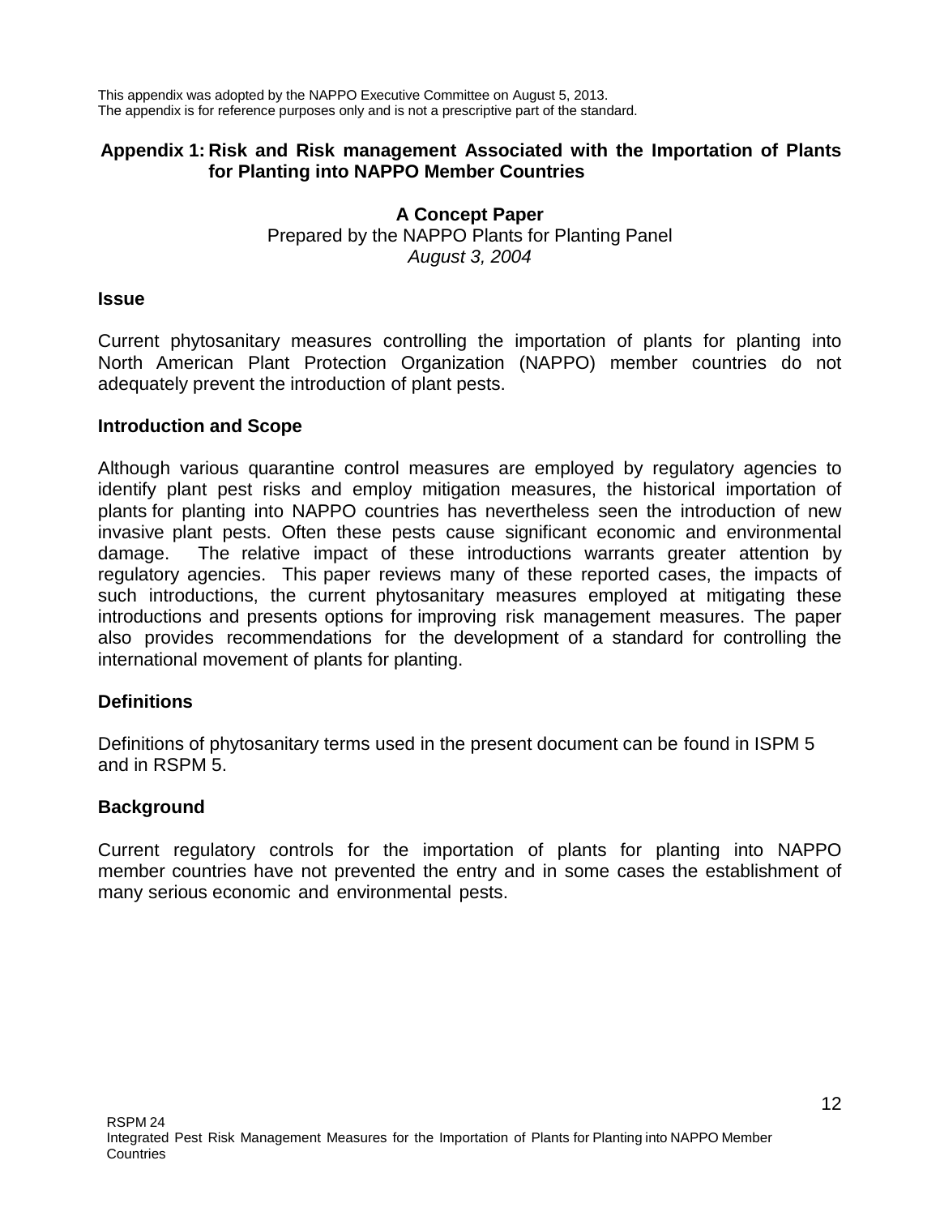This appendix was adopted by the NAPPO Executive Committee on August 5, 2013.
The appendix is for reference purposes only and is not a prescriptive part of the standard.

## Appendix 1: Risk and Risk management Associated with the Importation of Plants for Planting into NAPPO Member Countries

**A Concept Paper**

Prepared by the NAPPO Plants for Planting Panel

*August 3, 2004*

### Issue

Current phytosanitary measures controlling the importation of plants for planting into North American Plant Protection Organization (NAPPO) member countries do not adequately prevent the introduction of plant pests.

### Introduction and Scope

Although various quarantine control measures are employed by regulatory agencies to identify plant pest risks and employ mitigation measures, the historical importation of plants for planting into NAPPO countries has nevertheless seen the introduction of new invasive plant pests. Often these pests cause significant economic and environmental damage. The relative impact of these introductions warrants greater attention by regulatory agencies. This paper reviews many of these reported cases, the impacts of such introductions, the current phytosanitary measures employed at mitigating these introductions and presents options for improving risk management measures. The paper also provides recommendations for the development of a standard for controlling the international movement of plants for planting.

### Definitions

Definitions of phytosanitary terms used in the present document can be found in ISPM 5 and in RSPM 5.

### Background

Current regulatory controls for the importation of plants for planting into NAPPO member countries have not prevented the entry and in some cases the establishment of many serious economic and environmental pests.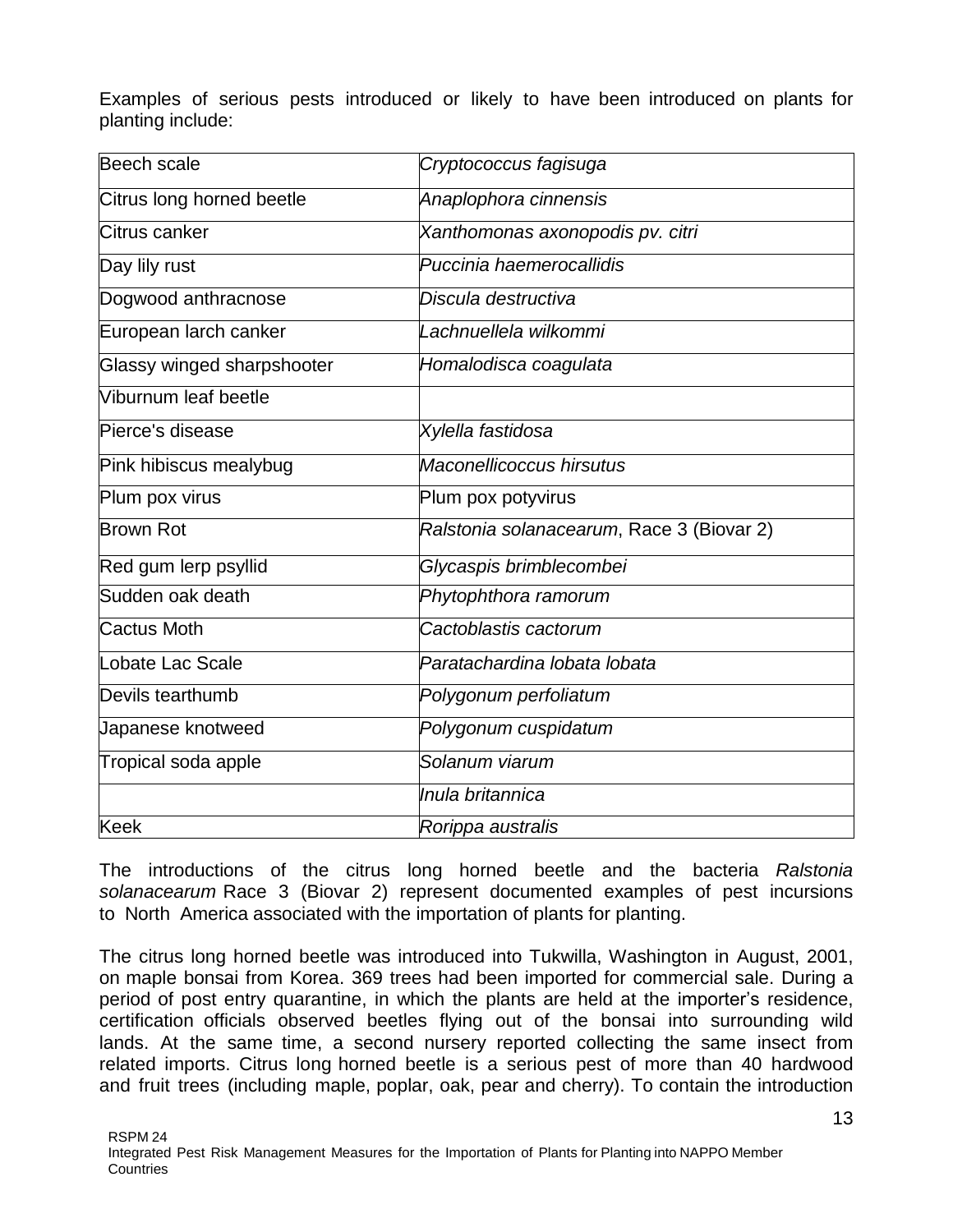Examples of serious pests introduced or likely to have been introduced on plants for planting include:

| | |
|---|---|
| Beech scale | *Cryptococcus fagisuga* |
| Citrus long horned beetle | *Anaplophora cinnensis* |
| Citrus canker | *Xanthomonas axonopodis pv. citri* |
| Day lily rust | *Puccinia haemerocallidis* |
| Dogwood anthracnose | *Discula destructiva* |
| European larch canker | *Lachnuellela wilkommi* |
| Glassy winged sharpshooter | *Homalodisca coagulata* |
| Viburnum leaf beetle | |
| Pierce's disease | *Xylella fastidosa* |
| Pink hibiscus mealybug | *Maconellicoccus hirsutus* |
| Plum pox virus | Plum pox potyvirus |
| Brown Rot | *Ralstonia solanacearum*, Race 3 (Biovar 2) |
| Red gum lerp psyllid | *Glycaspis brimblecombei* |
| Sudden oak death | *Phytophthora ramorum* |
| Cactus Moth | *Cactoblastis cactorum* |
| Lobate Lac Scale | *Paratachardina lobata lobata* |
| Devils tearthumb | *Polygonum perfoliatum* |
| Japanese knotweed | *Polygonum cuspidatum* |
| Tropical soda apple | *Solanum viarum* |
| | *Inula britannica* |
| Keek | *Rorippa australis* |

The introductions of the citrus long horned beetle and the bacteria *Ralstonia solanacearum* Race 3 (Biovar 2) represent documented examples of pest incursions to North America associated with the importation of plants for planting.

The citrus long horned beetle was introduced into Tukwilla, Washington in August, 2001, on maple bonsai from Korea. 369 trees had been imported for commercial sale. During a period of post entry quarantine, in which the plants are held at the importer's residence, certification officials observed beetles flying out of the bonsai into surrounding wild lands. At the same time, a second nursery reported collecting the same insect from related imports. Citrus long horned beetle is a serious pest of more than 40 hardwood and fruit trees (including maple, poplar, oak, pear and cherry). To contain the introduction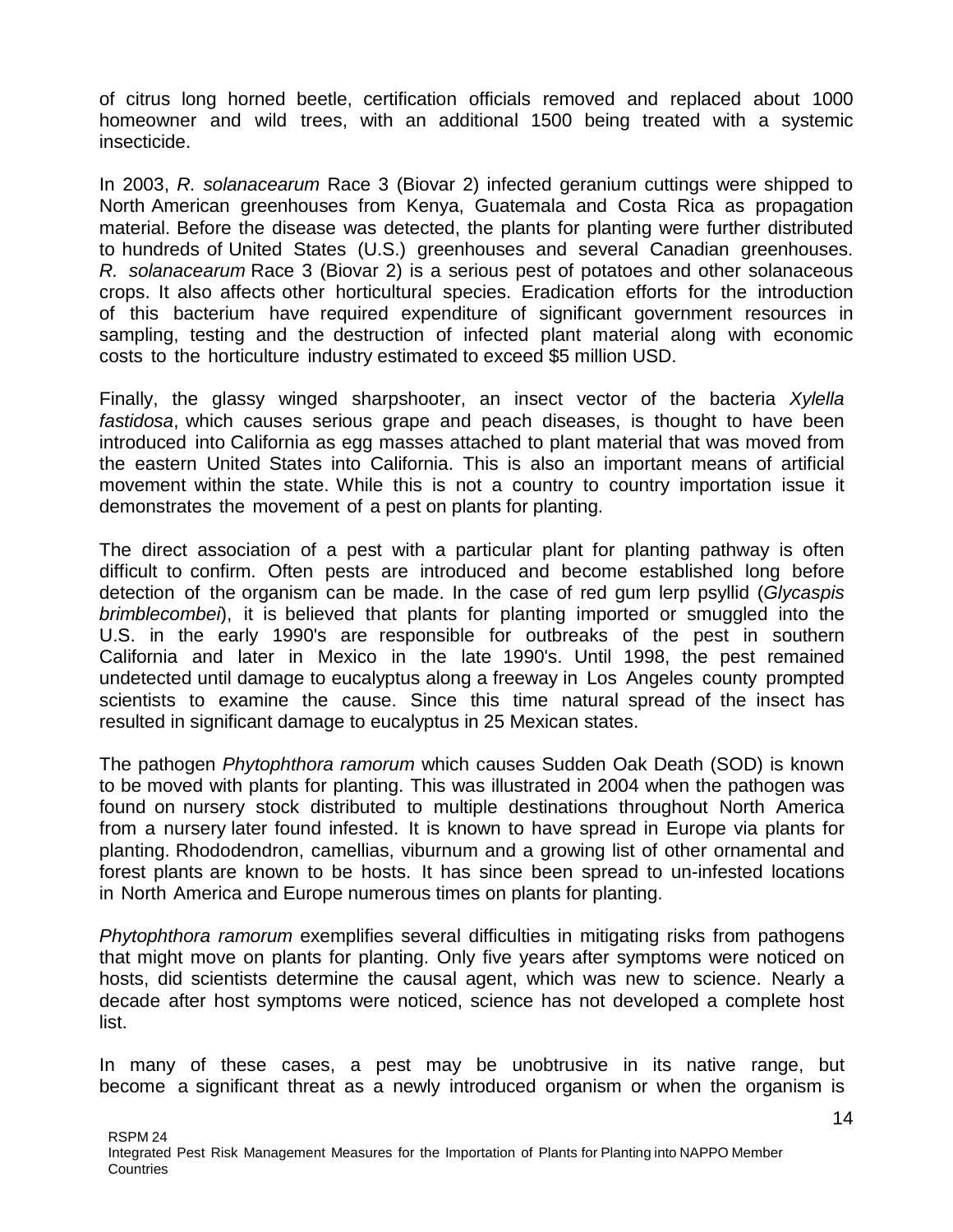of citrus long horned beetle, certification officials removed and replaced about 1000 homeowner and wild trees, with an additional 1500 being treated with a systemic insecticide.

In 2003, *R. solanacearum* Race 3 (Biovar 2) infected geranium cuttings were shipped to North American greenhouses from Kenya, Guatemala and Costa Rica as propagation material. Before the disease was detected, the plants for planting were further distributed to hundreds of United States (U.S.) greenhouses and several Canadian greenhouses. *R. solanacearum* Race 3 (Biovar 2) is a serious pest of potatoes and other solanaceous crops. It also affects other horticultural species. Eradication efforts for the introduction of this bacterium have required expenditure of significant government resources in sampling, testing and the destruction of infected plant material along with economic costs to the horticulture industry estimated to exceed $5 million USD.

Finally, the glassy winged sharpshooter, an insect vector of the bacteria *Xylella fastidosa*, which causes serious grape and peach diseases, is thought to have been introduced into California as egg masses attached to plant material that was moved from the eastern United States into California. This is also an important means of artificial movement within the state. While this is not a country to country importation issue it demonstrates the movement of a pest on plants for planting.

The direct association of a pest with a particular plant for planting pathway is often difficult to confirm. Often pests are introduced and become established long before detection of the organism can be made. In the case of red gum lerp psyllid (*Glycaspis brimblecombei*), it is believed that plants for planting imported or smuggled into the U.S. in the early 1990's are responsible for outbreaks of the pest in southern California and later in Mexico in the late 1990's. Until 1998, the pest remained undetected until damage to eucalyptus along a freeway in Los Angeles county prompted scientists to examine the cause. Since this time natural spread of the insect has resulted in significant damage to eucalyptus in 25 Mexican states.

The pathogen *Phytophthora ramorum* which causes Sudden Oak Death (SOD) is known to be moved with plants for planting. This was illustrated in 2004 when the pathogen was found on nursery stock distributed to multiple destinations throughout North America from a nursery later found infested. It is known to have spread in Europe via plants for planting. Rhododendron, camellias, viburnum and a growing list of other ornamental and forest plants are known to be hosts. It has since been spread to un-infested locations in North America and Europe numerous times on plants for planting.

*Phytophthora ramorum* exemplifies several difficulties in mitigating risks from pathogens that might move on plants for planting. Only five years after symptoms were noticed on hosts, did scientists determine the causal agent, which was new to science. Nearly a decade after host symptoms were noticed, science has not developed a complete host list.

In many of these cases, a pest may be unobtrusive in its native range, but become a significant threat as a newly introduced organism or when the organism is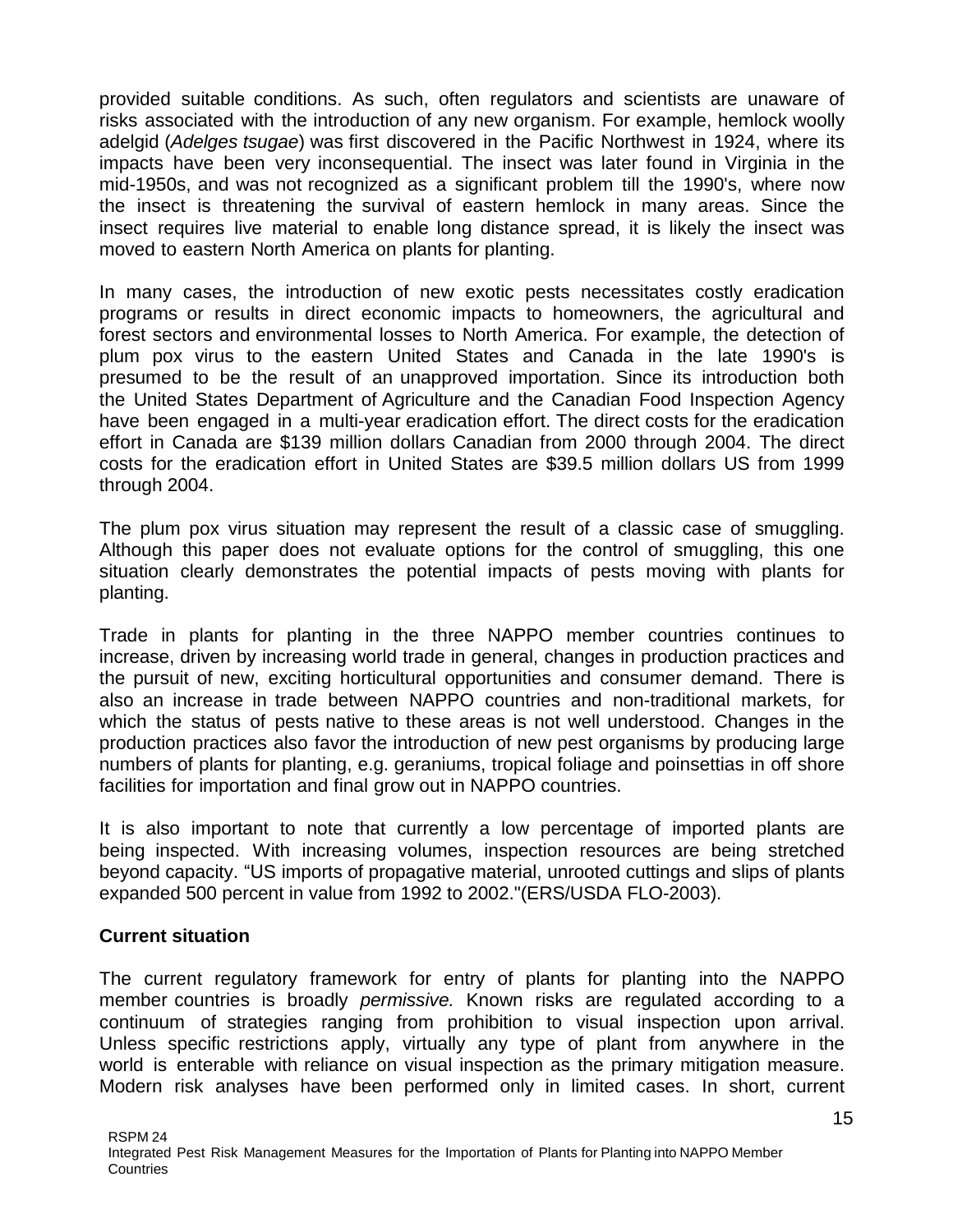provided suitable conditions. As such, often regulators and scientists are unaware of risks associated with the introduction of any new organism. For example, hemlock woolly adelgid (*Adelges tsugae*) was first discovered in the Pacific Northwest in 1924, where its impacts have been very inconsequential. The insect was later found in Virginia in the mid-1950s, and was not recognized as a significant problem till the 1990's, where now the insect is threatening the survival of eastern hemlock in many areas. Since the insect requires live material to enable long distance spread, it is likely the insect was moved to eastern North America on plants for planting.

In many cases, the introduction of new exotic pests necessitates costly eradication programs or results in direct economic impacts to homeowners, the agricultural and forest sectors and environmental losses to North America. For example, the detection of plum pox virus to the eastern United States and Canada in the late 1990's is presumed to be the result of an unapproved importation. Since its introduction both the United States Department of Agriculture and the Canadian Food Inspection Agency have been engaged in a multi-year eradication effort. The direct costs for the eradication effort in Canada are $139 million dollars Canadian from 2000 through 2004. The direct costs for the eradication effort in United States are $39.5 million dollars US from 1999 through 2004.

The plum pox virus situation may represent the result of a classic case of smuggling. Although this paper does not evaluate options for the control of smuggling, this one situation clearly demonstrates the potential impacts of pests moving with plants for planting.

Trade in plants for planting in the three NAPPO member countries continues to increase, driven by increasing world trade in general, changes in production practices and the pursuit of new, exciting horticultural opportunities and consumer demand. There is also an increase in trade between NAPPO countries and non-traditional markets, for which the status of pests native to these areas is not well understood. Changes in the production practices also favor the introduction of new pest organisms by producing large numbers of plants for planting, e.g. geraniums, tropical foliage and poinsettias in off shore facilities for importation and final grow out in NAPPO countries.

It is also important to note that currently a low percentage of imported plants are being inspected. With increasing volumes, inspection resources are being stretched beyond capacity. “US imports of propagative material, unrooted cuttings and slips of plants expanded 500 percent in value from 1992 to 2002."(ERS/USDA FLO-2003).

**Current situation**

The current regulatory framework for entry of plants for planting into the NAPPO member countries is broadly *permissive.* Known risks are regulated according to a continuum of strategies ranging from prohibition to visual inspection upon arrival. Unless specific restrictions apply, virtually any type of plant from anywhere in the world is enterable with reliance on visual inspection as the primary mitigation measure. Modern risk analyses have been performed only in limited cases. In short, current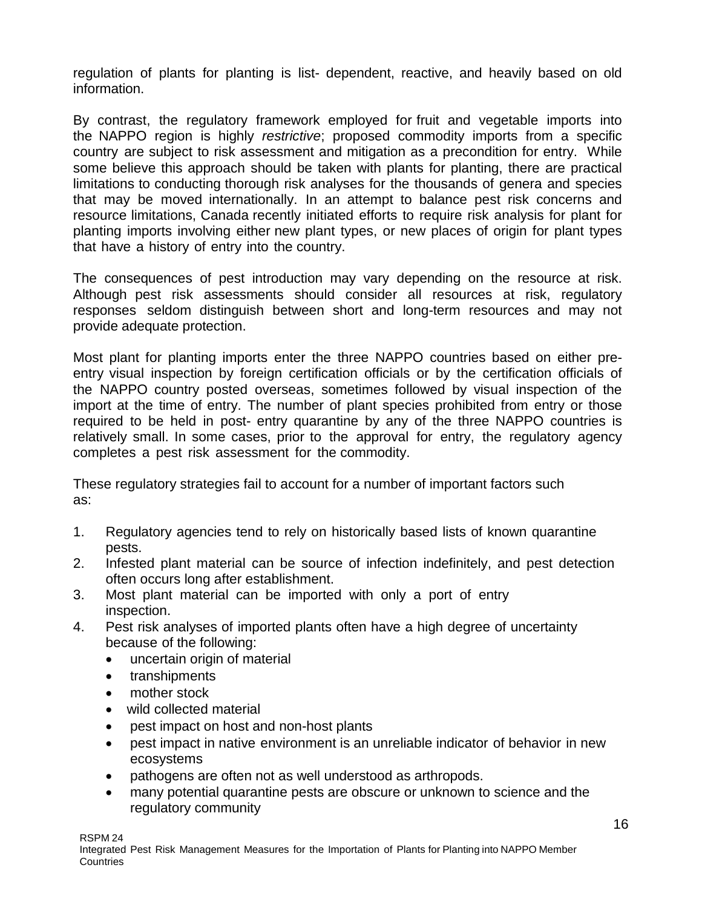regulation of plants for planting is list- dependent, reactive, and heavily based on old information.

By contrast, the regulatory framework employed for fruit and vegetable imports into the NAPPO region is highly *restrictive*; proposed commodity imports from a specific country are subject to risk assessment and mitigation as a precondition for entry. While some believe this approach should be taken with plants for planting, there are practical limitations to conducting thorough risk analyses for the thousands of genera and species that may be moved internationally. In an attempt to balance pest risk concerns and resource limitations, Canada recently initiated efforts to require risk analysis for plant for planting imports involving either new plant types, or new places of origin for plant types that have a history of entry into the country.

The consequences of pest introduction may vary depending on the resource at risk. Although pest risk assessments should consider all resources at risk, regulatory responses seldom distinguish between short and long-term resources and may not provide adequate protection.

Most plant for planting imports enter the three NAPPO countries based on either pre-entry visual inspection by foreign certification officials or by the certification officials of the NAPPO country posted overseas, sometimes followed by visual inspection of the import at the time of entry. The number of plant species prohibited from entry or those required to be held in post- entry quarantine by any of the three NAPPO countries is relatively small. In some cases, prior to the approval for entry, the regulatory agency completes a pest risk assessment for the commodity.

These regulatory strategies fail to account for a number of important factors such as:

1. Regulatory agencies tend to rely on historically based lists of known quarantine pests.
2. Infested plant material can be source of infection indefinitely, and pest detection often occurs long after establishment.
3. Most plant material can be imported with only a port of entry inspection.
4. Pest risk analyses of imported plants often have a high degree of uncertainty because of the following:
   - uncertain origin of material
   - transhipments
   - mother stock
   - wild collected material
   - pest impact on host and non-host plants
   - pest impact in native environment is an unreliable indicator of behavior in new ecosystems
   - pathogens are often not as well understood as arthropods.
   - many potential quarantine pests are obscure or unknown to science and the regulatory community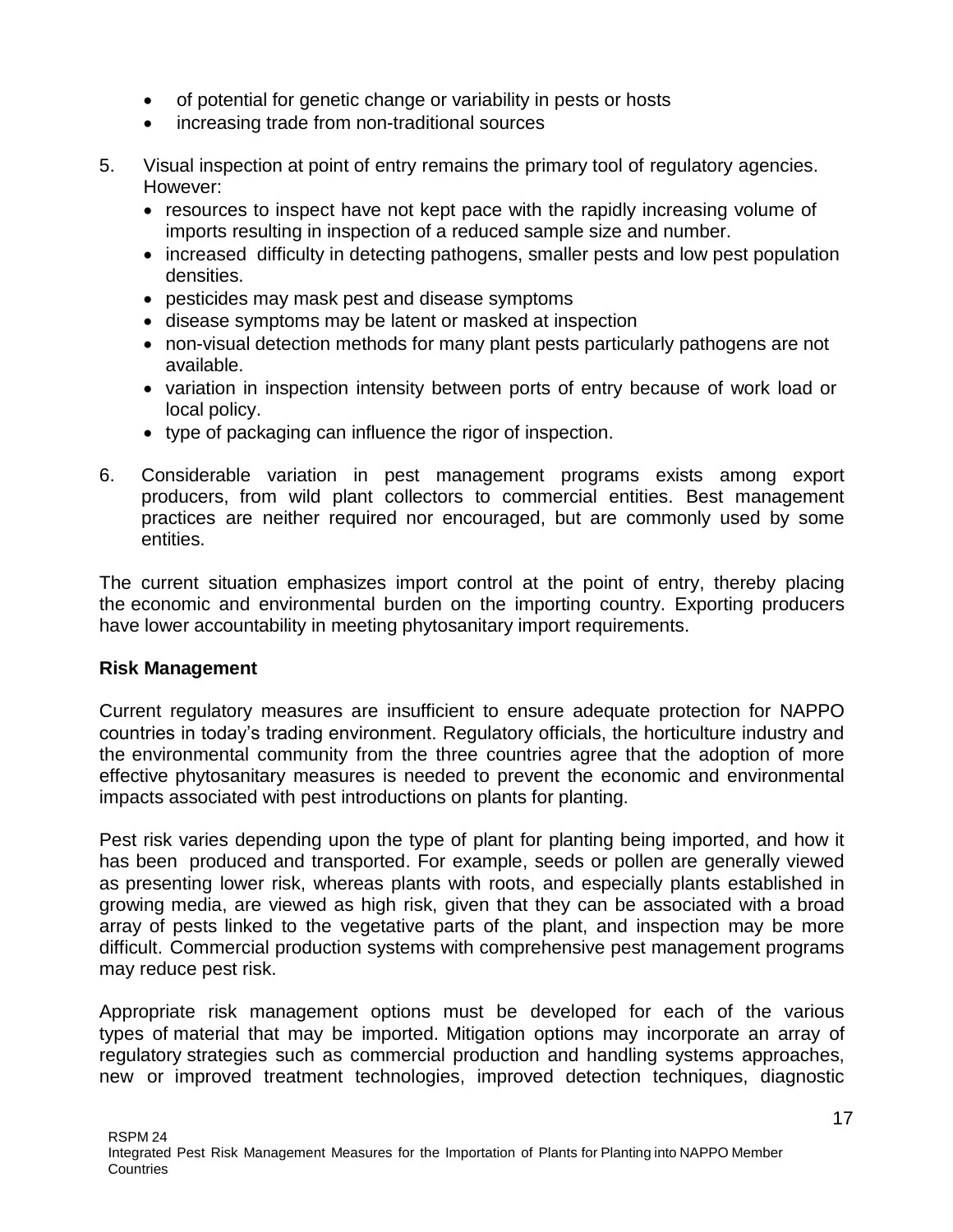- of potential for genetic change or variability in pests or hosts
- increasing trade from non-traditional sources

5. Visual inspection at point of entry remains the primary tool of regulatory agencies. However:
   - resources to inspect have not kept pace with the rapidly increasing volume of imports resulting in inspection of a reduced sample size and number.
   - increased difficulty in detecting pathogens, smaller pests and low pest population densities.
   - pesticides may mask pest and disease symptoms
   - disease symptoms may be latent or masked at inspection
   - non-visual detection methods for many plant pests particularly pathogens are not available.
   - variation in inspection intensity between ports of entry because of work load or local policy.
   - type of packaging can influence the rigor of inspection.

6. Considerable variation in pest management programs exists among export producers, from wild plant collectors to commercial entities. Best management practices are neither required nor encouraged, but are commonly used by some entities.

The current situation emphasizes import control at the point of entry, thereby placing the economic and environmental burden on the importing country. Exporting producers have lower accountability in meeting phytosanitary import requirements.

**Risk Management**

Current regulatory measures are insufficient to ensure adequate protection for NAPPO countries in today's trading environment. Regulatory officials, the horticulture industry and the environmental community from the three countries agree that the adoption of more effective phytosanitary measures is needed to prevent the economic and environmental impacts associated with pest introductions on plants for planting.

Pest risk varies depending upon the type of plant for planting being imported, and how it has been produced and transported. For example, seeds or pollen are generally viewed as presenting lower risk, whereas plants with roots, and especially plants established in growing media, are viewed as high risk, given that they can be associated with a broad array of pests linked to the vegetative parts of the plant, and inspection may be more difficult. Commercial production systems with comprehensive pest management programs may reduce pest risk.

Appropriate risk management options must be developed for each of the various types of material that may be imported. Mitigation options may incorporate an array of regulatory strategies such as commercial production and handling systems approaches, new or improved treatment technologies, improved detection techniques, diagnostic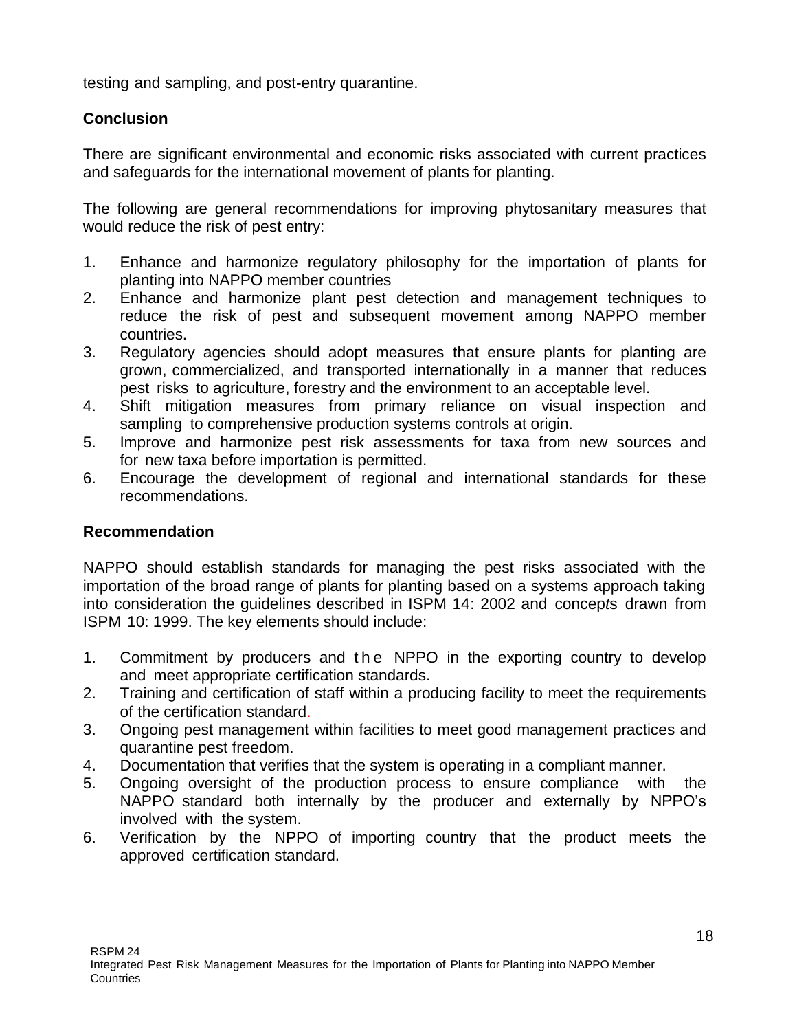testing and sampling, and post-entry quarantine.

**Conclusion**

There are significant environmental and economic risks associated with current practices and safeguards for the international movement of plants for planting.

The following are general recommendations for improving phytosanitary measures that would reduce the risk of pest entry:

1. Enhance and harmonize regulatory philosophy for the importation of plants for planting into NAPPO member countries
2. Enhance and harmonize plant pest detection and management techniques to reduce the risk of pest and subsequent movement among NAPPO member countries.
3. Regulatory agencies should adopt measures that ensure plants for planting are grown, commercialized, and transported internationally in a manner that reduces pest risks to agriculture, forestry and the environment to an acceptable level.
4. Shift mitigation measures from primary reliance on visual inspection and sampling to comprehensive production systems controls at origin.
5. Improve and harmonize pest risk assessments for taxa from new sources and for new taxa before importation is permitted.
6. Encourage the development of regional and international standards for these recommendations.

**Recommendation**

NAPPO should establish standards for managing the pest risks associated with the importation of the broad range of plants for planting based on a systems approach taking into consideration the guidelines described in ISPM 14: 2002 and concepts drawn from ISPM 10: 1999. The key elements should include:

1. Commitment by producers and the NPPO in the exporting country to develop and meet appropriate certification standards.
2. Training and certification of staff within a producing facility to meet the requirements of the certification standard.
3. Ongoing pest management within facilities to meet good management practices and quarantine pest freedom.
4. Documentation that verifies that the system is operating in a compliant manner.
5. Ongoing oversight of the production process to ensure compliance with the NAPPO standard both internally by the producer and externally by NPPO's involved with the system.
6. Verification by the NPPO of importing country that the product meets the approved certification standard.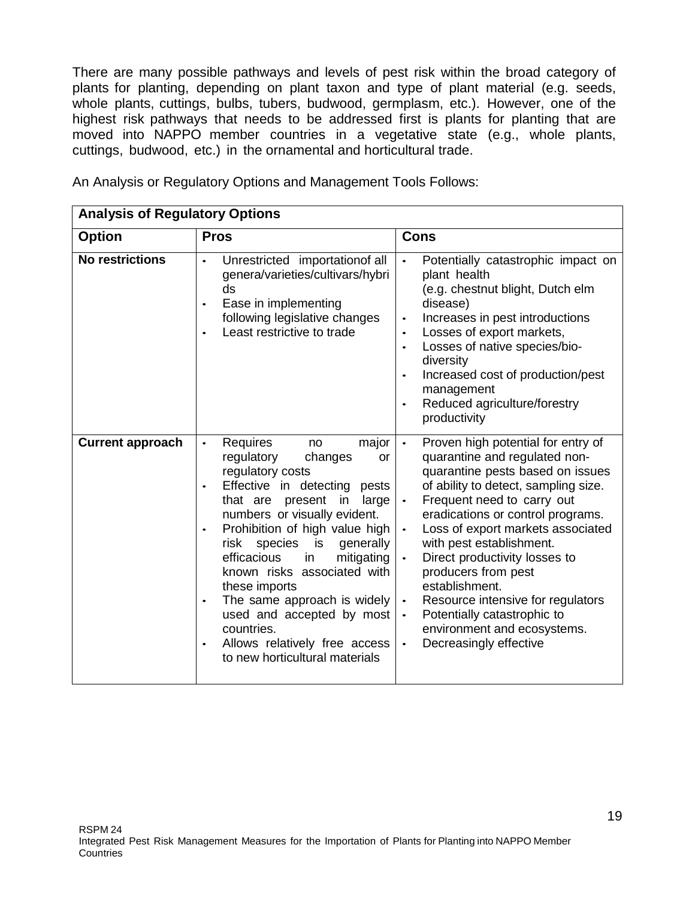There are many possible pathways and levels of pest risk within the broad category of plants for planting, depending on plant taxon and type of plant material (e.g. seeds, whole plants, cuttings, bulbs, tubers, budwood, germplasm, etc.). However, one of the highest risk pathways that needs to be addressed first is plants for planting that are moved into NAPPO member countries in a vegetative state (e.g., whole plants, cuttings, budwood, etc.) in the ornamental and horticultural trade.

An Analysis or Regulatory Options and Management Tools Follows:

| **Analysis of Regulatory Options** | | |
|---|---|---|
| **Option** | **Pros** | **Cons** |
| **No restrictions** | • Unrestricted importationof all genera/varieties/cultivars/hybrids<br>• Ease in implementing following legislative changes<br>• Least restrictive to trade | • Potentially catastrophic impact on plant health (e.g. chestnut blight, Dutch elm disease)<br>• Increases in pest introductions<br>• Losses of export markets,<br>• Losses of native species/bio-diversity<br>• Increased cost of production/pest management<br>• Reduced agriculture/forestry productivity |
| **Current approach** | • Requires no major regulatory changes or regulatory costs<br>• Effective in detecting pests that are present in large numbers or visually evident.<br>• Prohibition of high value high risk species is generally efficacious in mitigating known risks associated with these imports<br>• The same approach is widely used and accepted by most countries.<br>• Allows relatively free access to new horticultural materials | • Proven high potential for entry of quarantine and regulated non-quarantine pests based on issues of ability to detect, sampling size.<br>• Frequent need to carry out eradications or control programs.<br>• Loss of export markets associated with pest establishment.<br>• Direct productivity losses to producers from pest establishment.<br>• Resource intensive for regulators<br>• Potentially catastrophic to environment and ecosystems.<br>• Decreasingly effective |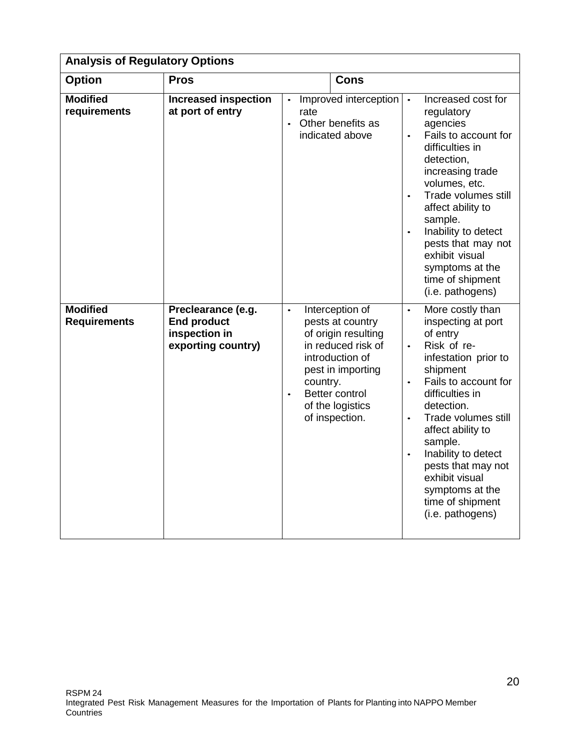| Analysis of Regulatory Options | | | |
|---|---|---|---|
| **Option** | **Pros** | | **Cons** |
| **Modified requirements** | **Increased inspection at port of entry** | • Improved interception rate<br>• Other benefits as indicated above | • Increased cost for regulatory agencies<br>• Fails to account for difficulties in detection, increasing trade volumes, etc.<br>• Trade volumes still affect ability to sample.<br>• Inability to detect pests that may not exhibit visual symptoms at the time of shipment (i.e. pathogens) |
| **Modified Requirements** | **Preclearance (e.g. End product inspection in exporting country)** | • Interception of pests at country of origin resulting in reduced risk of introduction of pest in importing country.<br>• Better control of the logistics of inspection. | • More costly than inspecting at port of entry<br>• Risk of re-infestation prior to shipment<br>• Fails to account for difficulties in detection.<br>• Trade volumes still affect ability to sample.<br>• Inability to detect pests that may not exhibit visual symptoms at the time of shipment (i.e. pathogens) |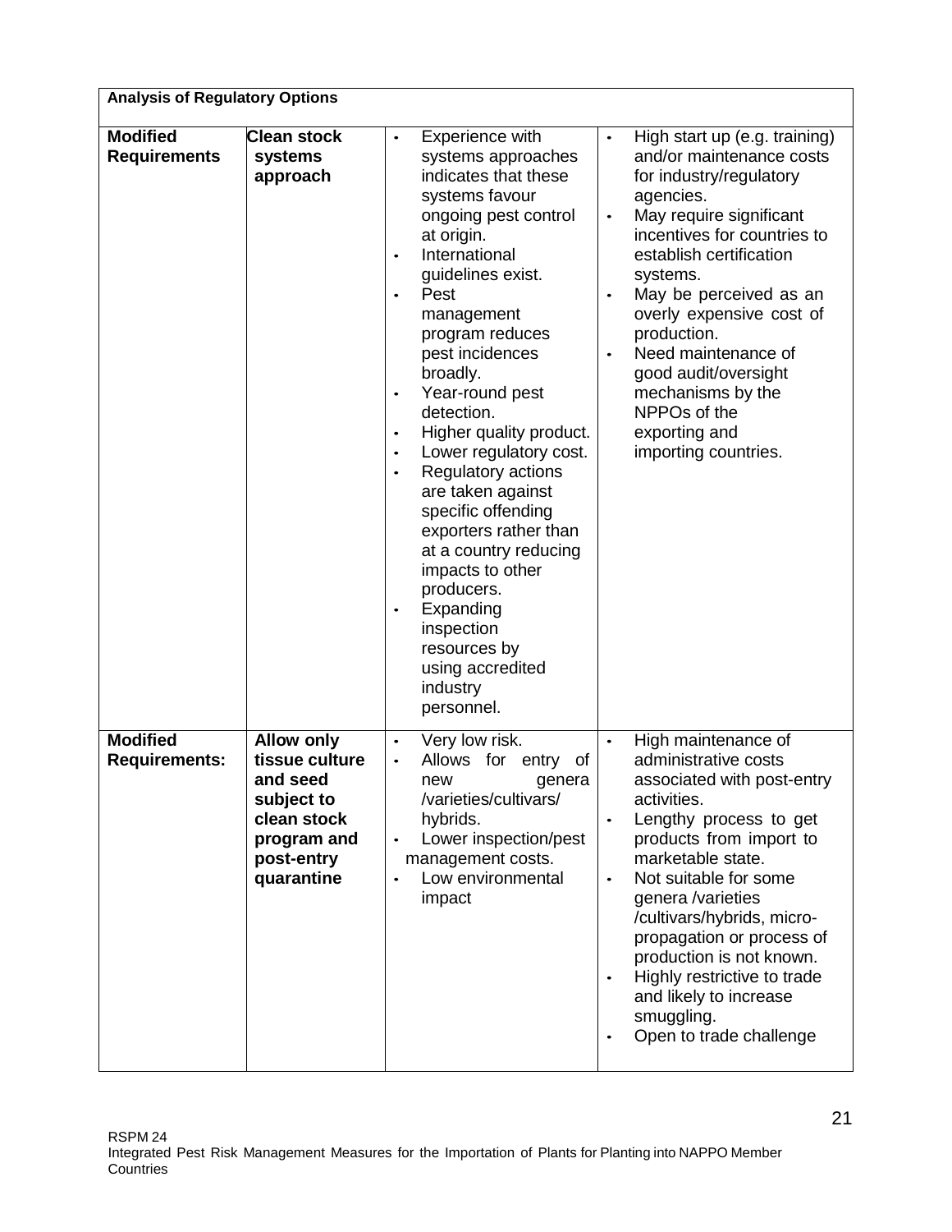| Analysis of Regulatory Options | | | |
|---|---|---|---|
| **Modified Requirements** | **Clean stock systems approach** | • Experience with systems approaches indicates that these systems favour ongoing pest control at origin.<br>• International guidelines exist.<br>• Pest management program reduces pest incidences broadly.<br>• Year-round pest detection.<br>• Higher quality product.<br>• Lower regulatory cost.<br>• Regulatory actions are taken against specific offending exporters rather than at a country reducing impacts to other producers.<br>• Expanding inspection resources by using accredited industry personnel. | • High start up (e.g. training) and/or maintenance costs for industry/regulatory agencies.<br>• May require significant incentives for countries to establish certification systems.<br>• May be perceived as an overly expensive cost of production.<br>• Need maintenance of good audit/oversight mechanisms by the NPPOs of the exporting and importing countries. |
| **Modified Requirements:** | **Allow only tissue culture and seed subject to clean stock program and post-entry quarantine** | • Very low risk.<br>• Allows for entry of new genera /varieties/cultivars/ hybrids.<br>• Lower inspection/pest management costs.<br>• Low environmental impact | • High maintenance of administrative costs associated with post-entry activities.<br>• Lengthy process to get products from import to marketable state.<br>• Not suitable for some genera /varieties /cultivars/hybrids, micro-propagation or process of production is not known.<br>• Highly restrictive to trade and likely to increase smuggling.<br>• Open to trade challenge |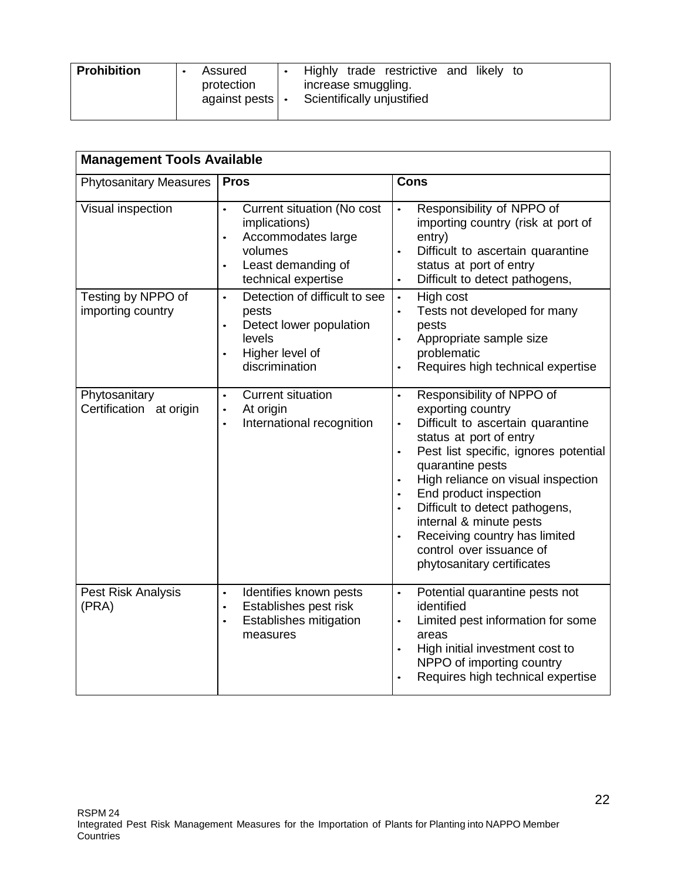| **Prohibition** | • Assured protection against pests | • Highly trade restrictive and likely to increase smuggling.<br>• Scientifically unjustified |
|---|---|---|

| **Management Tools Available** | | |
|---|---|---|
| Phytosanitary Measures | **Pros** | **Cons** |
| Visual inspection | • Current situation (No cost implications)<br>• Accommodates large volumes<br>• Least demanding of technical expertise | • Responsibility of NPPO of importing country (risk at port of entry)<br>• Difficult to ascertain quarantine status at port of entry<br>• Difficult to detect pathogens, |
| Testing by NPPO of importing country | • Detection of difficult to see pests<br>• Detect lower population levels<br>• Higher level of discrimination | • High cost<br>• Tests not developed for many pests<br>• Appropriate sample size problematic<br>• Requires high technical expertise |
| Phytosanitary Certification at origin | • Current situation<br>• At origin<br>• International recognition | • Responsibility of NPPO of exporting country<br>• Difficult to ascertain quarantine status at port of entry<br>• Pest list specific, ignores potential quarantine pests<br>• High reliance on visual inspection<br>• End product inspection<br>• Difficult to detect pathogens, internal & minute pests<br>• Receiving country has limited control over issuance of phytosanitary certificates |
| Pest Risk Analysis (PRA) | • Identifies known pests<br>• Establishes pest risk<br>• Establishes mitigation measures | • Potential quarantine pests not identified<br>• Limited pest information for some areas<br>• High initial investment cost to NPPO of importing country<br>• Requires high technical expertise |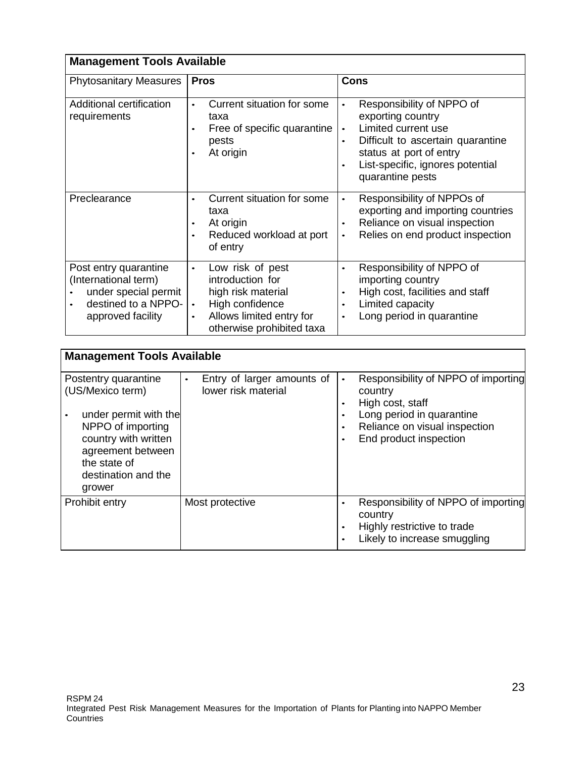| Management Tools Available | | |
|---|---|---|
| Phytosanitary Measures | **Pros** | **Cons** |
| Additional certification requirements | • Current situation for some taxa<br>• Free of specific quarantine pests<br>• At origin | • Responsibility of NPPO of exporting country<br>• Limited current use<br>• Difficult to ascertain quarantine status at port of entry<br>• List-specific, ignores potential quarantine pests |
| Preclearance | • Current situation for some taxa<br>• At origin<br>• Reduced workload at port of entry | • Responsibility of NPPOs of exporting and importing countries<br>• Reliance on visual inspection<br>• Relies on end product inspection |
| Post entry quarantine (International term)<br>• under special permit<br>• destined to a NPPO-approved facility | • Low risk of pest introduction for high risk material<br>• High confidence<br>• Allows limited entry for otherwise prohibited taxa | • Responsibility of NPPO of importing country<br>• High cost, facilities and staff<br>• Limited capacity<br>• Long period in quarantine |
| Postentry quarantine (US/Mexico term)<br>• under permit with the NPPO of importing country with written agreement between the state of destination and the grower | • Entry of larger amounts of lower risk material | • Responsibility of NPPO of importing country<br>• High cost, staff<br>• Long period in quarantine<br>• Reliance on visual inspection<br>• End product inspection |
| Prohibit entry | Most protective | • Responsibility of NPPO of importing country<br>• Highly restrictive to trade<br>• Likely to increase smuggling |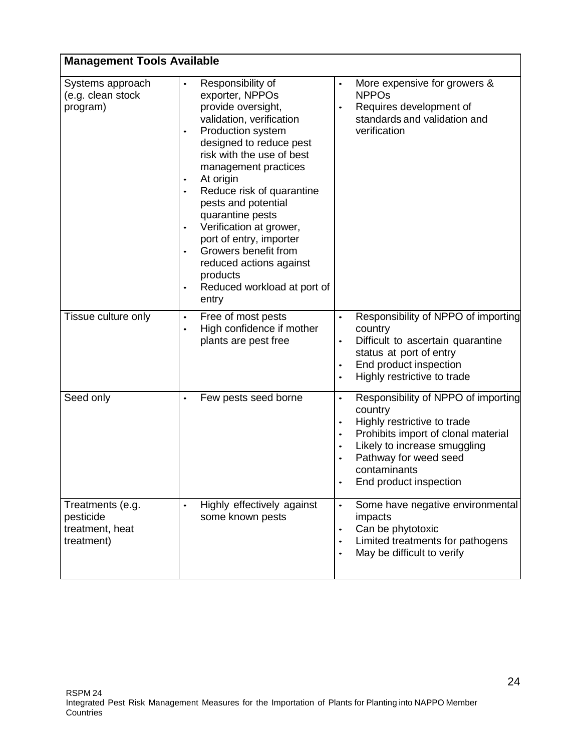| Management Tools Available | | |
|---|---|---|
| Systems approach (e.g. clean stock program) | • Responsibility of exporter, NPPOs provide oversight, validation, verification<br>• Production system designed to reduce pest risk with the use of best management practices<br>• At origin<br>• Reduce risk of quarantine pests and potential quarantine pests<br>• Verification at grower, port of entry, importer<br>• Growers benefit from reduced actions against products<br>• Reduced workload at port of entry | • More expensive for growers & NPPOs<br>• Requires development of standards and validation and verification |
| Tissue culture only | • Free of most pests<br>• High confidence if mother plants are pest free | • Responsibility of NPPO of importing country<br>• Difficult to ascertain quarantine status at port of entry<br>• End product inspection<br>• Highly restrictive to trade |
| Seed only | • Few pests seed borne | • Responsibility of NPPO of importing country<br>• Highly restrictive to trade<br>• Prohibits import of clonal material<br>• Likely to increase smuggling<br>• Pathway for weed seed contaminants<br>• End product inspection |
| Treatments (e.g. pesticide treatment, heat treatment) | • Highly effectively against some known pests | • Some have negative environmental impacts<br>• Can be phytotoxic<br>• Limited treatments for pathogens<br>• May be difficult to verify |